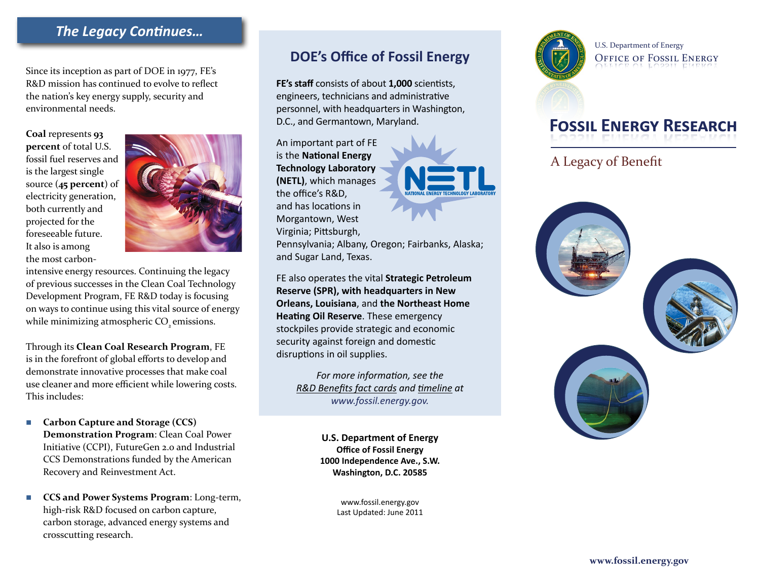## The Legacy Continues…

Since its inception as part of DOE in 1977, FE's R&D mission has continued to evolve to reflect the nation's key energy supply, security and environmental needs.

**Coal** represents **93 percent** of total U.S. fossil fuel reserves and is the largest single source (**45 percent**) of electricity generation, both currently and projected for the foreseeable future. It also is among the most carbon-intensive energy resources. Continuing the legacy of previous successes in the Clean Coal Technology Development Program, FE R&D today is focusing on ways to continue using this vital source of energy while minimizing atmospheric $CO_2$ emissions.

Through its **Clean Coal Research Program**, FE is in the forefront of global efforts to develop and demonstrate innovative processes that make coal use cleaner and more efficient while lowering costs. This includes:

- **Carbon Capture and Storage (CCS) Demonstration Program**: Clean Coal Power Initiative (CCPI), FutureGen 2.0 and Industrial CCS Demonstrations funded by the American Recovery and Reinvestment Act.
- **CCS and Power Systems Program**: Long-term, high-risk R&D focused on carbon capture, carbon storage, advanced energy systems and crosscutting research.

## DOE's Office of Fossil Energy

**FE's staff** consists of about **1,000** scientists, engineers, technicians and administrative personnel, with headquarters in Washington, D.C., and Germantown, Maryland.

An important part of FE is the **National Energy Technology Laboratory (NETL)**, which manages the office's R&D, and has locations in Morgantown, West Virginia; Pittsburgh, Pennsylvania; Albany, Oregon; Fairbanks, Alaska; and Sugar Land, Texas.

NETL
NATIONAL ENERGY TECHNOLOGY LABORATORY

FE also operates the vital **Strategic Petroleum Reserve (SPR), with headquarters in New Orleans, Louisiana**, and **the Northeast Home Heating Oil Reserve**. These emergency stockpiles provide strategic and economic security against foreign and domestic disruptions in oil supplies.

*For more information, see the R&D Benefits fact cards and timeline at www.fossil.energy.gov.*

**U.S. Department of Energy**
**Office of Fossil Energy**
**1000 Independence Ave., S.W.**
**Washington, D.C. 20585**

www.fossil.energy.gov
Last Updated: June 2011

U.S. Department of Energy
OFFICE OF FOSSIL ENERGY

# FOSSIL ENERGY RESEARCH

## A Legacy of Benefit

**www.fossil.energy.gov**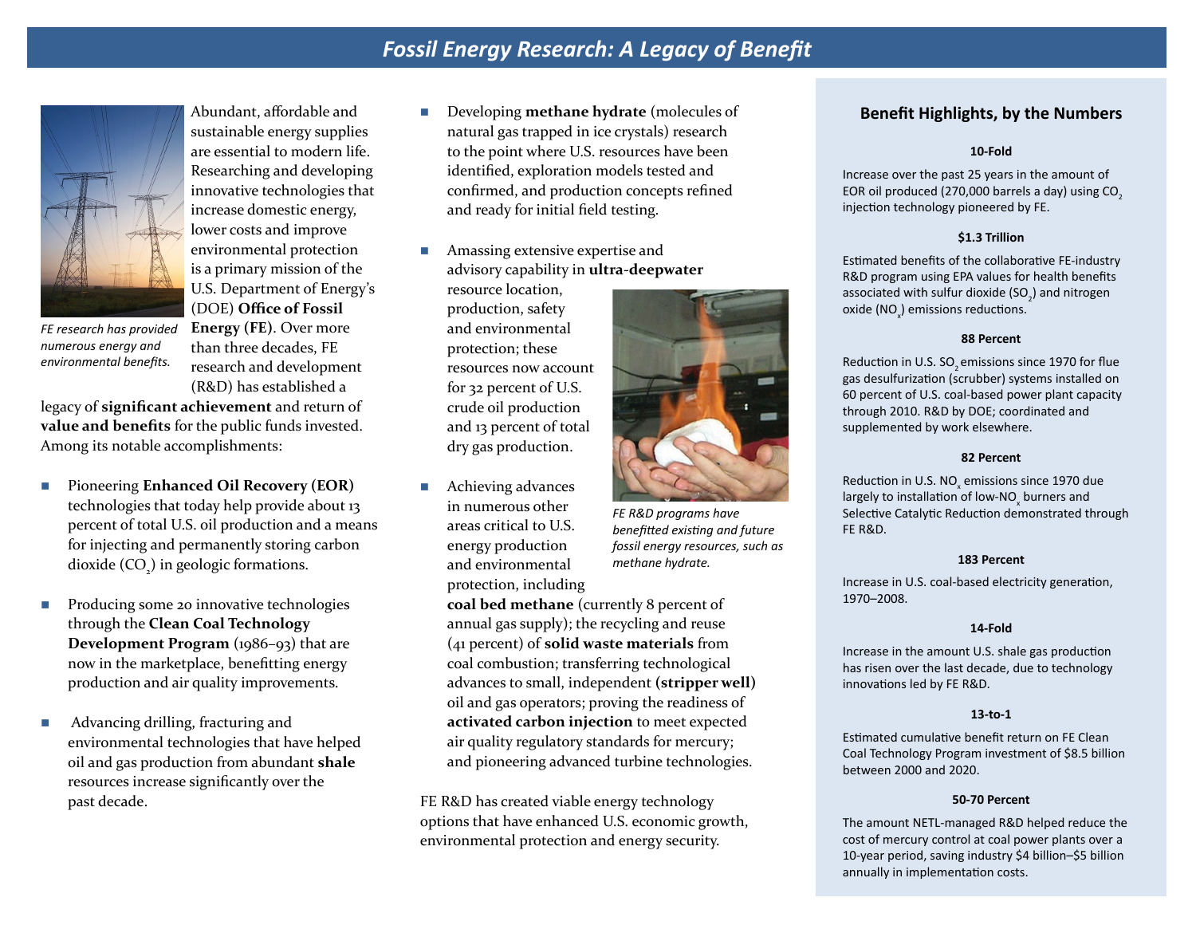# Fossil Energy Research: A Legacy of Benefit

*FE research has provided numerous energy and environmental benefits.*

Abundant, affordable and sustainable energy supplies are essential to modern life. Researching and developing innovative technologies that increase domestic energy, lower costs and improve environmental protection is a primary mission of the U.S. Department of Energy's (DOE) **Office of Fossil Energy (FE)**. Over more than three decades, FE research and development (R&D) has established a legacy of **significant achievement** and return of **value and benefits** for the public funds invested. Among its notable accomplishments:

- Pioneering **Enhanced Oil Recovery (EOR)** technologies that today help provide about 13 percent of total U.S. oil production and a means for injecting and permanently storing carbon dioxide ($CO_2$) in geologic formations.
- Producing some 20 innovative technologies through the **Clean Coal Technology Development Program** (1986–93) that are now in the marketplace, benefitting energy production and air quality improvements.
- Advancing drilling, fracturing and environmental technologies that have helped oil and gas production from abundant **shale** resources increase significantly over the past decade.
- Developing **methane hydrate** (molecules of natural gas trapped in ice crystals) research to the point where U.S. resources have been identified, exploration models tested and confirmed, and production concepts refined and ready for initial field testing.
- Amassing extensive expertise and advisory capability in **ultra-deepwater** resource location, production, safety and environmental protection; these resources now account for 32 percent of U.S. crude oil production and 13 percent of total dry gas production.
- Achieving advances in numerous other areas critical to U.S. energy production and environmental protection, including **coal bed methane** (currently 8 percent of annual gas supply); the recycling and reuse (41 percent) of **solid waste materials** from coal combustion; transferring technological advances to small, independent **(stripper well)** oil and gas operators; proving the readiness of **activated carbon injection** to meet expected air quality regulatory standards for mercury; and pioneering advanced turbine technologies.

*FE R&D programs have benefitted existing and future fossil energy resources, such as methane hydrate.*

FE R&D has created viable energy technology options that have enhanced U.S. economic growth, environmental protection and energy security.

## Benefit Highlights, by the Numbers

**10-Fold**

Increase over the past 25 years in the amount of EOR oil produced (270,000 barrels a day) using $CO_2$ injection technology pioneered by FE.

**$1.3 Trillion**

Estimated benefits of the collaborative FE-industry R&D program using EPA values for health benefits associated with sulfur dioxide ($SO_2$) and nitrogen oxide ($NO_x$) emissions reductions.

**88 Percent**

Reduction in U.S. $SO_2$ emissions since 1970 for flue gas desulfurization (scrubber) systems installed on 60 percent of U.S. coal-based power plant capacity through 2010. R&D by DOE; coordinated and supplemented by work elsewhere.

**82 Percent**

Reduction in U.S. $NO_x$ emissions since 1970 due largely to installation of low-$NO_x$ burners and Selective Catalytic Reduction demonstrated through FE R&D.

**183 Percent**

Increase in U.S. coal-based electricity generation, 1970–2008.

**14-Fold**

Increase in the amount U.S. shale gas production has risen over the last decade, due to technology innovations led by FE R&D.

**13-to-1**

Estimated cumulative benefit return on FE Clean Coal Technology Program investment of $8.5 billion between 2000 and 2020.

**50-70 Percent**

The amount NETL-managed R&D helped reduce the cost of mercury control at coal power plants over a 10-year period, saving industry $4 billion–$5 billion annually in implementation costs.